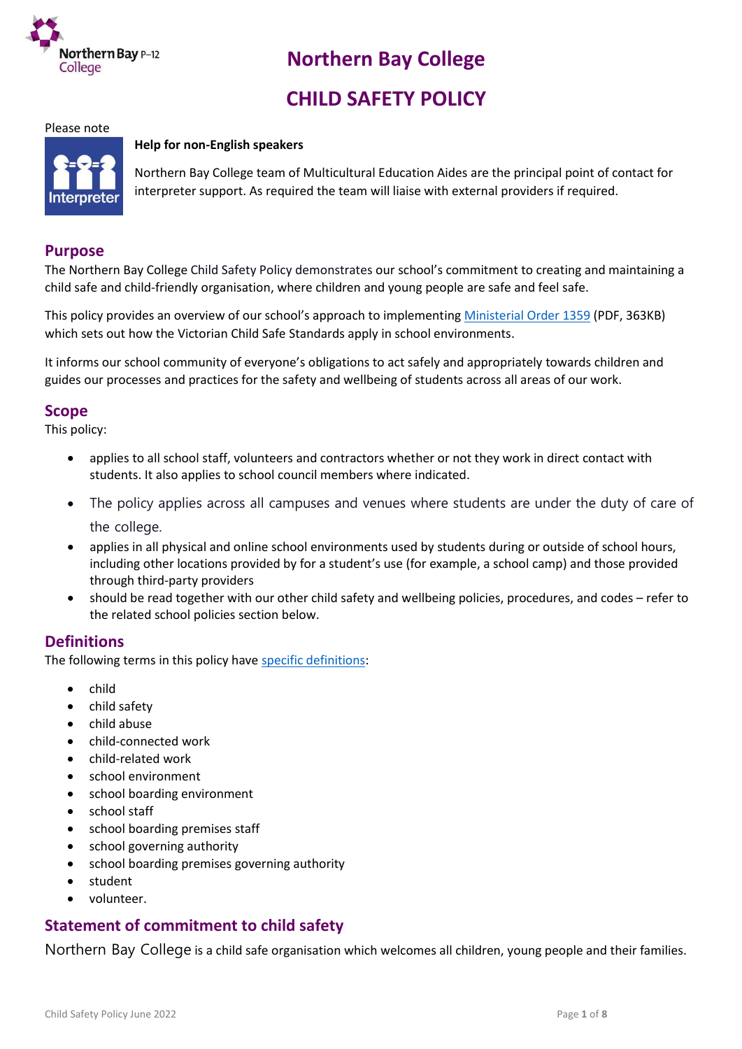# Northern Bay College

# CHILD SAFETY POLICY

Please note

**Help for non-English speakers**

Northern Bay College team of Multicultural Education Aides are the principal point of contact for interpreter support. As required the team will liaise with external providers if required.

## Purpose

The Northern Bay College Child Safety Policy demonstrates our school's commitment to creating and maintaining a child safe and child-friendly organisation, where children and young people are safe and feel safe.

This policy provides an overview of our school's approach to implementing Ministerial Order 1359 (PDF, 363KB) which sets out how the Victorian Child Safe Standards apply in school environments.

It informs our school community of everyone's obligations to act safely and appropriately towards children and guides our processes and practices for the safety and wellbeing of students across all areas of our work.

## Scope

This policy:

- applies to all school staff, volunteers and contractors whether or not they work in direct contact with students. It also applies to school council members where indicated.
- The policy applies across all campuses and venues where students are under the duty of care of the college.
- applies in all physical and online school environments used by students during or outside of school hours, including other locations provided by for a student's use (for example, a school camp) and those provided through third-party providers
- should be read together with our other child safety and wellbeing policies, procedures, and codes – refer to the related school policies section below.

## Definitions

The following terms in this policy have specific definitions:

- child
- child safety
- child abuse
- child-connected work
- child-related work
- school environment
- school boarding environment
- school staff
- school boarding premises staff
- school governing authority
- school boarding premises governing authority
- student
- volunteer.

## Statement of commitment to child safety

Northern Bay College is a child safe organisation which welcomes all children, young people and their families.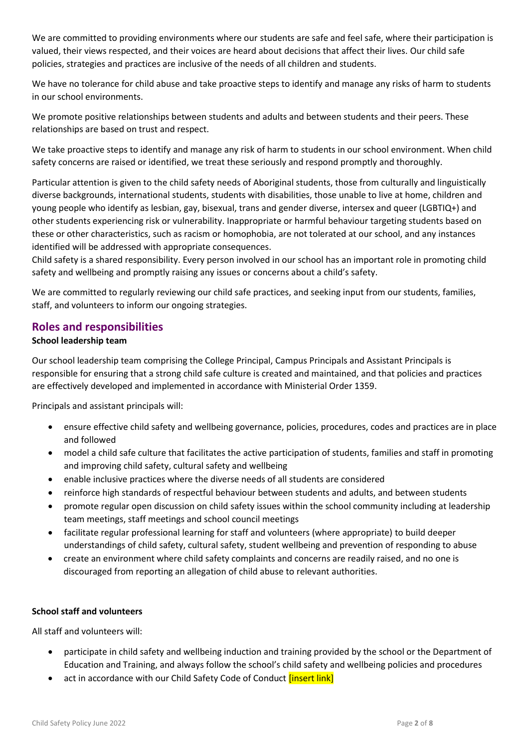We are committed to providing environments where our students are safe and feel safe, where their participation is valued, their views respected, and their voices are heard about decisions that affect their lives. Our child safe policies, strategies and practices are inclusive of the needs of all children and students.

We have no tolerance for child abuse and take proactive steps to identify and manage any risks of harm to students in our school environments.

We promote positive relationships between students and adults and between students and their peers. These relationships are based on trust and respect.

We take proactive steps to identify and manage any risk of harm to students in our school environment. When child safety concerns are raised or identified, we treat these seriously and respond promptly and thoroughly.

Particular attention is given to the child safety needs of Aboriginal students, those from culturally and linguistically diverse backgrounds, international students, students with disabilities, those unable to live at home, children and young people who identify as lesbian, gay, bisexual, trans and gender diverse, intersex and queer (LGBTIQ+) and other students experiencing risk or vulnerability. Inappropriate or harmful behaviour targeting students based on these or other characteristics, such as racism or homophobia, are not tolerated at our school, and any instances identified will be addressed with appropriate consequences.

Child safety is a shared responsibility. Every person involved in our school has an important role in promoting child safety and wellbeing and promptly raising any issues or concerns about a child's safety.

We are committed to regularly reviewing our child safe practices, and seeking input from our students, families, staff, and volunteers to inform our ongoing strategies.

## Roles and responsibilities

**School leadership team**

Our school leadership team comprising the College Principal, Campus Principals and Assistant Principals is responsible for ensuring that a strong child safe culture is created and maintained, and that policies and practices are effectively developed and implemented in accordance with Ministerial Order 1359.

Principals and assistant principals will:

- ensure effective child safety and wellbeing governance, policies, procedures, codes and practices are in place and followed
- model a child safe culture that facilitates the active participation of students, families and staff in promoting and improving child safety, cultural safety and wellbeing
- enable inclusive practices where the diverse needs of all students are considered
- reinforce high standards of respectful behaviour between students and adults, and between students
- promote regular open discussion on child safety issues within the school community including at leadership team meetings, staff meetings and school council meetings
- facilitate regular professional learning for staff and volunteers (where appropriate) to build deeper understandings of child safety, cultural safety, student wellbeing and prevention of responding to abuse
- create an environment where child safety complaints and concerns are readily raised, and no one is discouraged from reporting an allegation of child abuse to relevant authorities.

**School staff and volunteers**

All staff and volunteers will:

- participate in child safety and wellbeing induction and training provided by the school or the Department of Education and Training, and always follow the school's child safety and wellbeing policies and procedures
- act in accordance with our Child Safety Code of Conduct [insert link]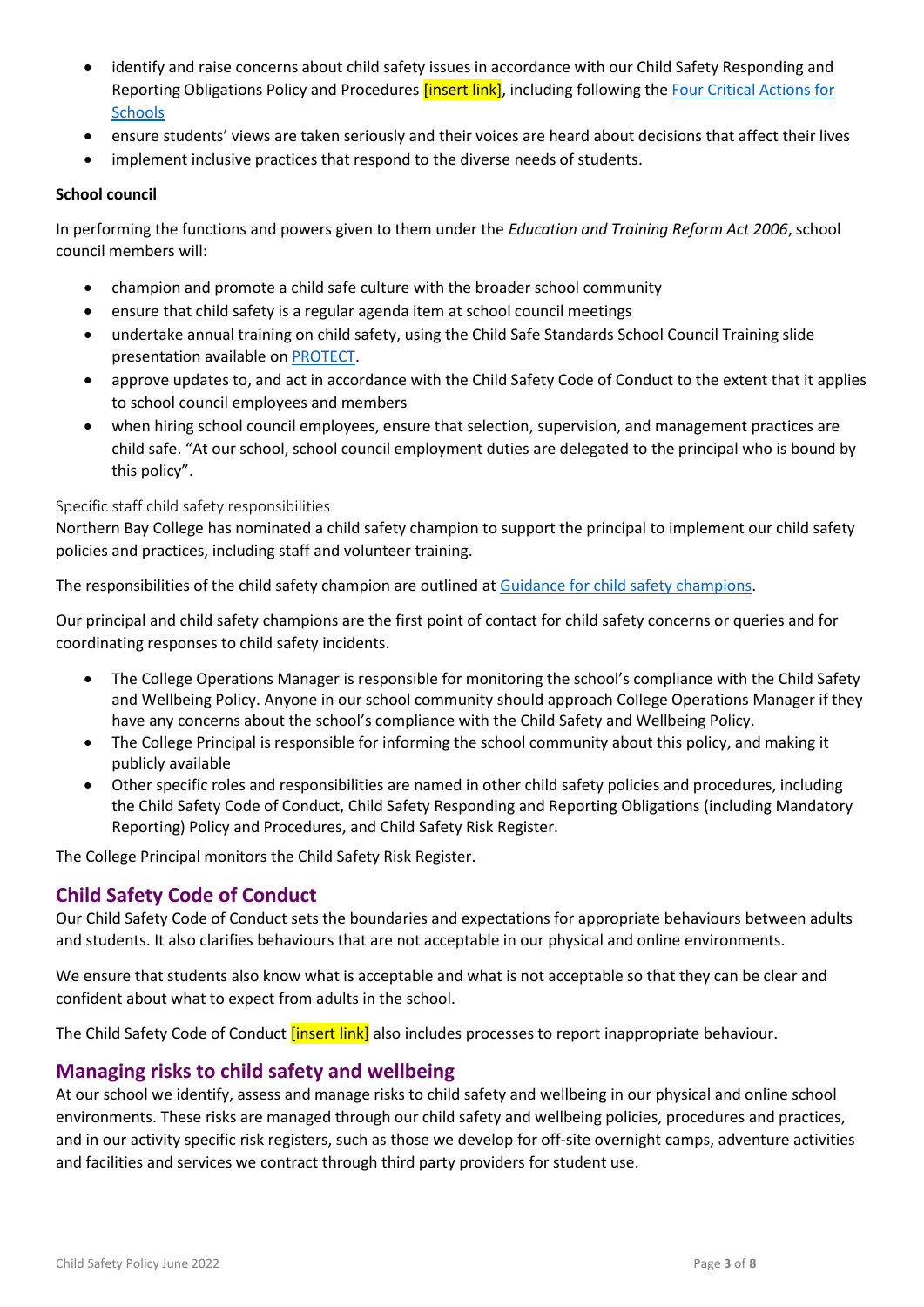- identify and raise concerns about child safety issues in accordance with our Child Safety Responding and Reporting Obligations Policy and Procedures [insert link], including following the [Four Critical Actions for Schools]
- ensure students' views are taken seriously and their voices are heard about decisions that affect their lives
- implement inclusive practices that respond to the diverse needs of students.

**School council**

In performing the functions and powers given to them under the *Education and Training Reform Act 2006*, school council members will:

- champion and promote a child safe culture with the broader school community
- ensure that child safety is a regular agenda item at school council meetings
- undertake annual training on child safety, using the Child Safe Standards School Council Training slide presentation available on PROTECT.
- approve updates to, and act in accordance with the Child Safety Code of Conduct to the extent that it applies to school council employees and members
- when hiring school council employees, ensure that selection, supervision, and management practices are child safe. "At our school, school council employment duties are delegated to the principal who is bound by this policy".

### Specific staff child safety responsibilities

Northern Bay College has nominated a child safety champion to support the principal to implement our child safety policies and practices, including staff and volunteer training.

The responsibilities of the child safety champion are outlined at Guidance for child safety champions.

Our principal and child safety champions are the first point of contact for child safety concerns or queries and for coordinating responses to child safety incidents.

- The College Operations Manager is responsible for monitoring the school's compliance with the Child Safety and Wellbeing Policy. Anyone in our school community should approach College Operations Manager if they have any concerns about the school's compliance with the Child Safety and Wellbeing Policy.
- The College Principal is responsible for informing the school community about this policy, and making it publicly available
- Other specific roles and responsibilities are named in other child safety policies and procedures, including the Child Safety Code of Conduct, Child Safety Responding and Reporting Obligations (including Mandatory Reporting) Policy and Procedures, and Child Safety Risk Register.

The College Principal monitors the Child Safety Risk Register.

## Child Safety Code of Conduct

Our Child Safety Code of Conduct sets the boundaries and expectations for appropriate behaviours between adults and students. It also clarifies behaviours that are not acceptable in our physical and online environments.

We ensure that students also know what is acceptable and what is not acceptable so that they can be clear and confident about what to expect from adults in the school.

The Child Safety Code of Conduct [insert link] also includes processes to report inappropriate behaviour.

## Managing risks to child safety and wellbeing

At our school we identify, assess and manage risks to child safety and wellbeing in our physical and online school environments. These risks are managed through our child safety and wellbeing policies, procedures and practices, and in our activity specific risk registers, such as those we develop for off-site overnight camps, adventure activities and facilities and services we contract through third party providers for student use.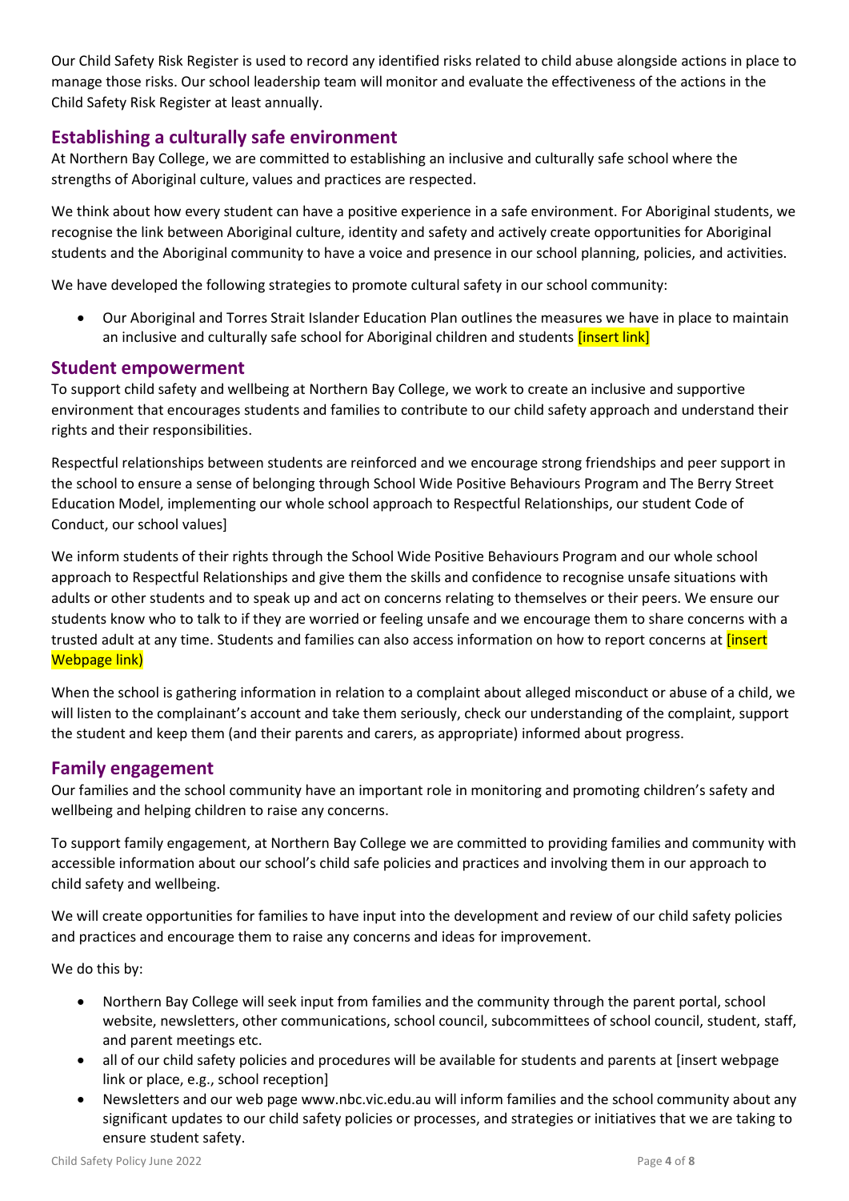Our Child Safety Risk Register is used to record any identified risks related to child abuse alongside actions in place to manage those risks. Our school leadership team will monitor and evaluate the effectiveness of the actions in the Child Safety Risk Register at least annually.

## Establishing a culturally safe environment

At Northern Bay College, we are committed to establishing an inclusive and culturally safe school where the strengths of Aboriginal culture, values and practices are respected.

We think about how every student can have a positive experience in a safe environment. For Aboriginal students, we recognise the link between Aboriginal culture, identity and safety and actively create opportunities for Aboriginal students and the Aboriginal community to have a voice and presence in our school planning, policies, and activities.

We have developed the following strategies to promote cultural safety in our school community:

- Our Aboriginal and Torres Strait Islander Education Plan outlines the measures we have in place to maintain an inclusive and culturally safe school for Aboriginal children and students [insert link]

## Student empowerment

To support child safety and wellbeing at Northern Bay College, we work to create an inclusive and supportive environment that encourages students and families to contribute to our child safety approach and understand their rights and their responsibilities.

Respectful relationships between students are reinforced and we encourage strong friendships and peer support in the school to ensure a sense of belonging through School Wide Positive Behaviours Program and The Berry Street Education Model, implementing our whole school approach to Respectful Relationships, our student Code of Conduct, our school values]

We inform students of their rights through the School Wide Positive Behaviours Program and our whole school approach to Respectful Relationships and give them the skills and confidence to recognise unsafe situations with adults or other students and to speak up and act on concerns relating to themselves or their peers. We ensure our students know who to talk to if they are worried or feeling unsafe and we encourage them to share concerns with a trusted adult at any time. Students and families can also access information on how to report concerns at [insert Webpage link)

When the school is gathering information in relation to a complaint about alleged misconduct or abuse of a child, we will listen to the complainant's account and take them seriously, check our understanding of the complaint, support the student and keep them (and their parents and carers, as appropriate) informed about progress.

## Family engagement

Our families and the school community have an important role in monitoring and promoting children's safety and wellbeing and helping children to raise any concerns.

To support family engagement, at Northern Bay College we are committed to providing families and community with accessible information about our school's child safe policies and practices and involving them in our approach to child safety and wellbeing.

We will create opportunities for families to have input into the development and review of our child safety policies and practices and encourage them to raise any concerns and ideas for improvement.

We do this by:

- Northern Bay College will seek input from families and the community through the parent portal, school website, newsletters, other communications, school council, subcommittees of school council, student, staff, and parent meetings etc.
- all of our child safety policies and procedures will be available for students and parents at [insert webpage link or place, e.g., school reception]
- Newsletters and our web page www.nbc.vic.edu.au will inform families and the school community about any significant updates to our child safety policies or processes, and strategies or initiatives that we are taking to ensure student safety.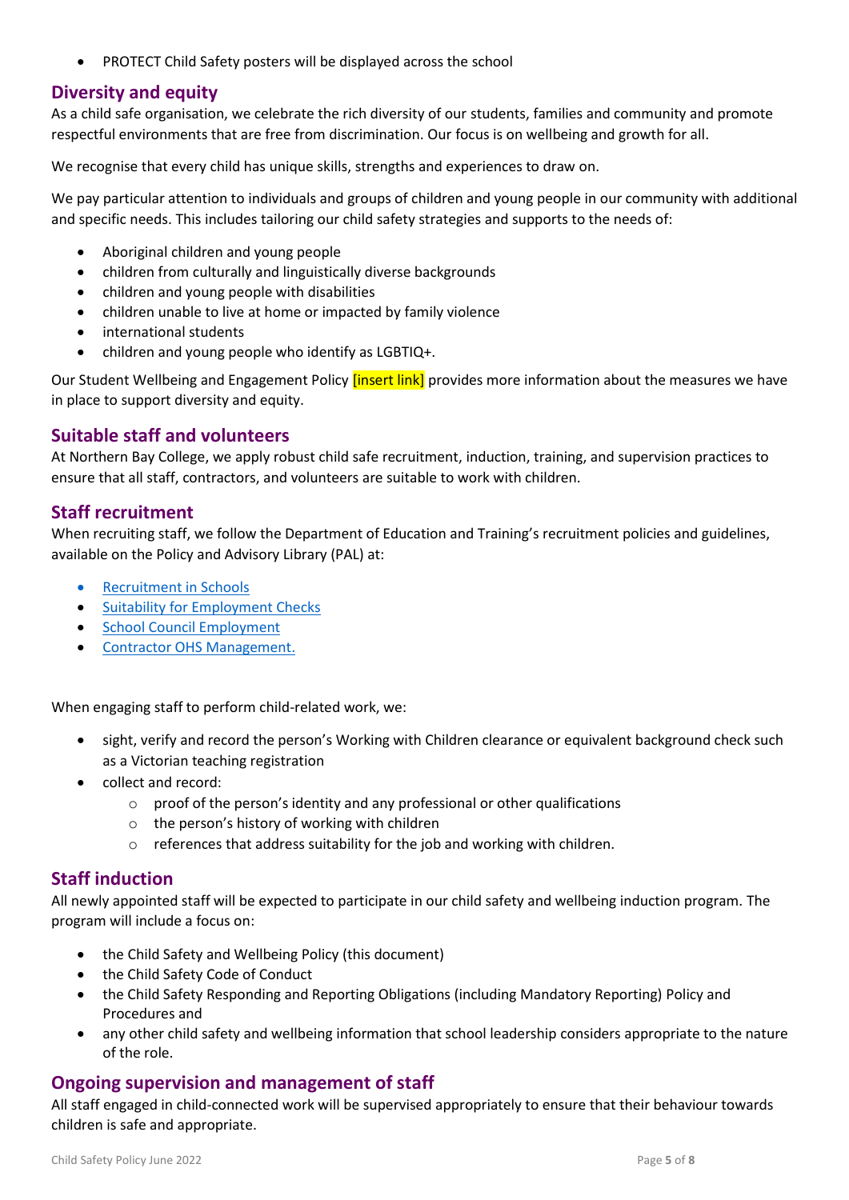- PROTECT Child Safety posters will be displayed across the school

## Diversity and equity

As a child safe organisation, we celebrate the rich diversity of our students, families and community and promote respectful environments that are free from discrimination. Our focus is on wellbeing and growth for all.

We recognise that every child has unique skills, strengths and experiences to draw on.

We pay particular attention to individuals and groups of children and young people in our community with additional and specific needs. This includes tailoring our child safety strategies and supports to the needs of:

- Aboriginal children and young people
- children from culturally and linguistically diverse backgrounds
- children and young people with disabilities
- children unable to live at home or impacted by family violence
- international students
- children and young people who identify as LGBTIQ+.

Our Student Wellbeing and Engagement Policy [insert link] provides more information about the measures we have in place to support diversity and equity.

## Suitable staff and volunteers

At Northern Bay College, we apply robust child safe recruitment, induction, training, and supervision practices to ensure that all staff, contractors, and volunteers are suitable to work with children.

## Staff recruitment

When recruiting staff, we follow the Department of Education and Training's recruitment policies and guidelines, available on the Policy and Advisory Library (PAL) at:

- Recruitment in Schools
- Suitability for Employment Checks
- School Council Employment
- Contractor OHS Management.

When engaging staff to perform child-related work, we:

- sight, verify and record the person's Working with Children clearance or equivalent background check such as a Victorian teaching registration
- collect and record:
  - proof of the person's identity and any professional or other qualifications
  - the person's history of working with children
  - references that address suitability for the job and working with children.

## Staff induction

All newly appointed staff will be expected to participate in our child safety and wellbeing induction program. The program will include a focus on:

- the Child Safety and Wellbeing Policy (this document)
- the Child Safety Code of Conduct
- the Child Safety Responding and Reporting Obligations (including Mandatory Reporting) Policy and Procedures and
- any other child safety and wellbeing information that school leadership considers appropriate to the nature of the role.

## Ongoing supervision and management of staff

All staff engaged in child-connected work will be supervised appropriately to ensure that their behaviour towards children is safe and appropriate.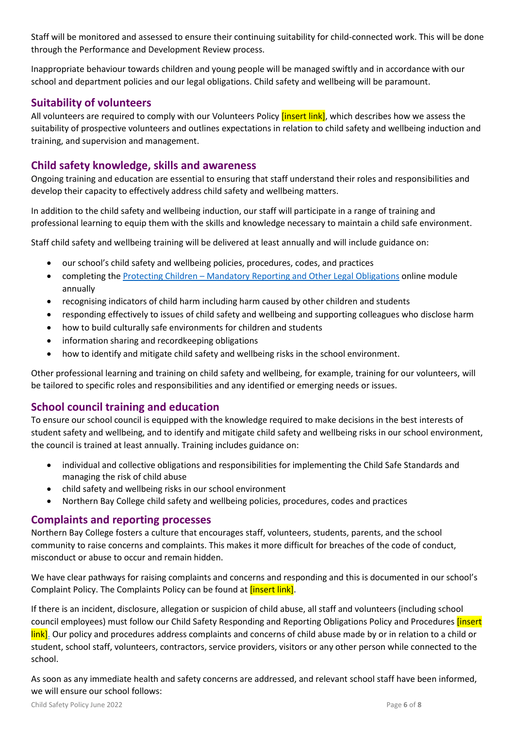Staff will be monitored and assessed to ensure their continuing suitability for child-connected work. This will be done through the Performance and Development Review process.

Inappropriate behaviour towards children and young people will be managed swiftly and in accordance with our school and department policies and our legal obligations. Child safety and wellbeing will be paramount.

## Suitability of volunteers

All volunteers are required to comply with our Volunteers Policy [insert link], which describes how we assess the suitability of prospective volunteers and outlines expectations in relation to child safety and wellbeing induction and training, and supervision and management.

## Child safety knowledge, skills and awareness

Ongoing training and education are essential to ensuring that staff understand their roles and responsibilities and develop their capacity to effectively address child safety and wellbeing matters.

In addition to the child safety and wellbeing induction, our staff will participate in a range of training and professional learning to equip them with the skills and knowledge necessary to maintain a child safe environment.

Staff child safety and wellbeing training will be delivered at least annually and will include guidance on:

- our school's child safety and wellbeing policies, procedures, codes, and practices
- completing the Protecting Children – Mandatory Reporting and Other Legal Obligations online module annually
- recognising indicators of child harm including harm caused by other children and students
- responding effectively to issues of child safety and wellbeing and supporting colleagues who disclose harm
- how to build culturally safe environments for children and students
- information sharing and recordkeeping obligations
- how to identify and mitigate child safety and wellbeing risks in the school environment.

Other professional learning and training on child safety and wellbeing, for example, training for our volunteers, will be tailored to specific roles and responsibilities and any identified or emerging needs or issues.

## School council training and education

To ensure our school council is equipped with the knowledge required to make decisions in the best interests of student safety and wellbeing, and to identify and mitigate child safety and wellbeing risks in our school environment, the council is trained at least annually. Training includes guidance on:

- individual and collective obligations and responsibilities for implementing the Child Safe Standards and managing the risk of child abuse
- child safety and wellbeing risks in our school environment
- Northern Bay College child safety and wellbeing policies, procedures, codes and practices

## Complaints and reporting processes

Northern Bay College fosters a culture that encourages staff, volunteers, students, parents, and the school community to raise concerns and complaints. This makes it more difficult for breaches of the code of conduct, misconduct or abuse to occur and remain hidden.

We have clear pathways for raising complaints and concerns and responding and this is documented in our school's Complaint Policy. The Complaints Policy can be found at [insert link].

If there is an incident, disclosure, allegation or suspicion of child abuse, all staff and volunteers (including school council employees) must follow our Child Safety Responding and Reporting Obligations Policy and Procedures [insert link]. Our policy and procedures address complaints and concerns of child abuse made by or in relation to a child or student, school staff, volunteers, contractors, service providers, visitors or any other person while connected to the school.

As soon as any immediate health and safety concerns are addressed, and relevant school staff have been informed, we will ensure our school follows: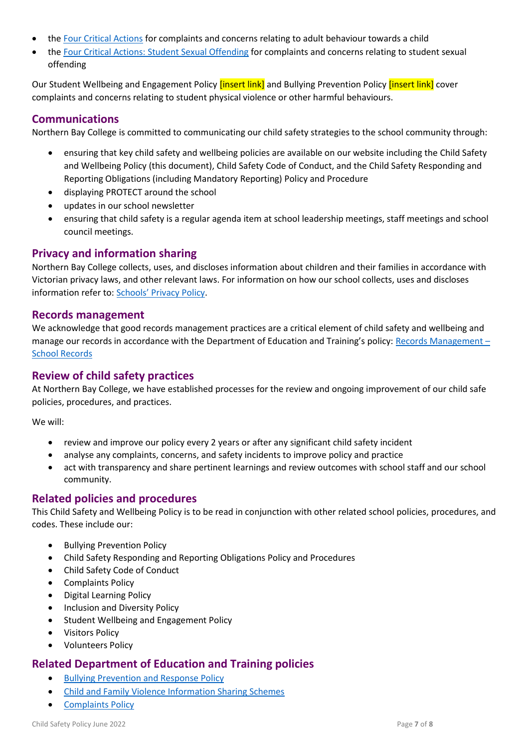- the Four Critical Actions for complaints and concerns relating to adult behaviour towards a child
- the Four Critical Actions: Student Sexual Offending for complaints and concerns relating to student sexual offending

Our Student Wellbeing and Engagement Policy [insert link] and Bullying Prevention Policy [insert link] cover complaints and concerns relating to student physical violence or other harmful behaviours.

## Communications

Northern Bay College is committed to communicating our child safety strategies to the school community through:

- ensuring that key child safety and wellbeing policies are available on our website including the Child Safety and Wellbeing Policy (this document), Child Safety Code of Conduct, and the Child Safety Responding and Reporting Obligations (including Mandatory Reporting) Policy and Procedure
- displaying PROTECT around the school
- updates in our school newsletter
- ensuring that child safety is a regular agenda item at school leadership meetings, staff meetings and school council meetings.

## Privacy and information sharing

Northern Bay College collects, uses, and discloses information about children and their families in accordance with Victorian privacy laws, and other relevant laws. For information on how our school collects, uses and discloses information refer to: Schools' Privacy Policy.

## Records management

We acknowledge that good records management practices are a critical element of child safety and wellbeing and manage our records in accordance with the Department of Education and Training's policy: Records Management – School Records

## Review of child safety practices

At Northern Bay College, we have established processes for the review and ongoing improvement of our child safe policies, procedures, and practices.

We will:

- review and improve our policy every 2 years or after any significant child safety incident
- analyse any complaints, concerns, and safety incidents to improve policy and practice
- act with transparency and share pertinent learnings and review outcomes with school staff and our school community.

## Related policies and procedures

This Child Safety and Wellbeing Policy is to be read in conjunction with other related school policies, procedures, and codes. These include our:

- Bullying Prevention Policy
- Child Safety Responding and Reporting Obligations Policy and Procedures
- Child Safety Code of Conduct
- Complaints Policy
- Digital Learning Policy
- Inclusion and Diversity Policy
- Student Wellbeing and Engagement Policy
- Visitors Policy
- Volunteers Policy

## Related Department of Education and Training policies

- Bullying Prevention and Response Policy
- Child and Family Violence Information Sharing Schemes
- Complaints Policy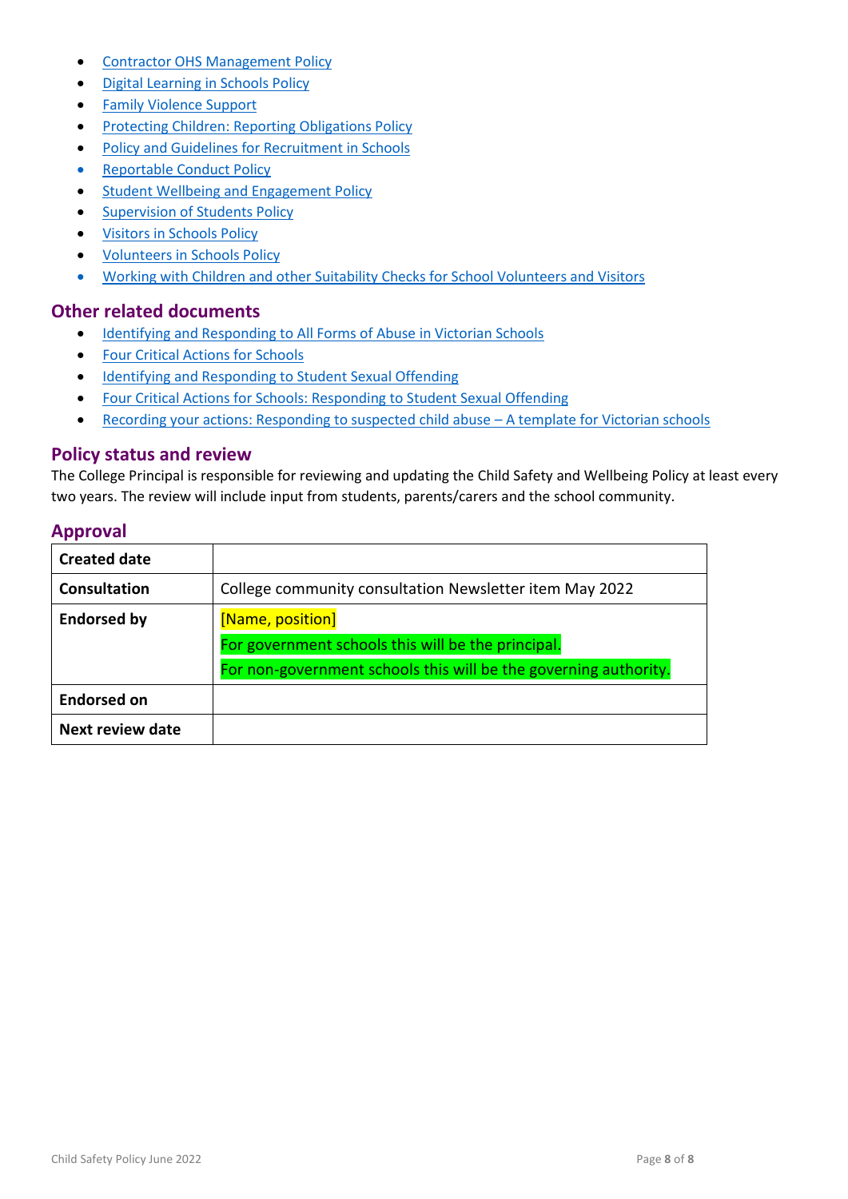- Contractor OHS Management Policy
- Digital Learning in Schools Policy
- Family Violence Support
- Protecting Children: Reporting Obligations Policy
- Policy and Guidelines for Recruitment in Schools
- Reportable Conduct Policy
- Student Wellbeing and Engagement Policy
- Supervision of Students Policy
- Visitors in Schools Policy
- Volunteers in Schools Policy
- Working with Children and other Suitability Checks for School Volunteers and Visitors

## Other related documents

- Identifying and Responding to All Forms of Abuse in Victorian Schools
- Four Critical Actions for Schools
- Identifying and Responding to Student Sexual Offending
- Four Critical Actions for Schools: Responding to Student Sexual Offending
- Recording your actions: Responding to suspected child abuse – A template for Victorian schools

## Policy status and review

The College Principal is responsible for reviewing and updating the Child Safety and Wellbeing Policy at least every two years. The review will include input from students, parents/carers and the school community.

## Approval

| | |
|---|---|
| **Created date** | |
| **Consultation** | College community consultation Newsletter item May 2022 |
| **Endorsed by** | [Name, position]<br>For government schools this will be the principal.<br>For non-government schools this will be the governing authority. |
| **Endorsed on** | |
| **Next review date** | |